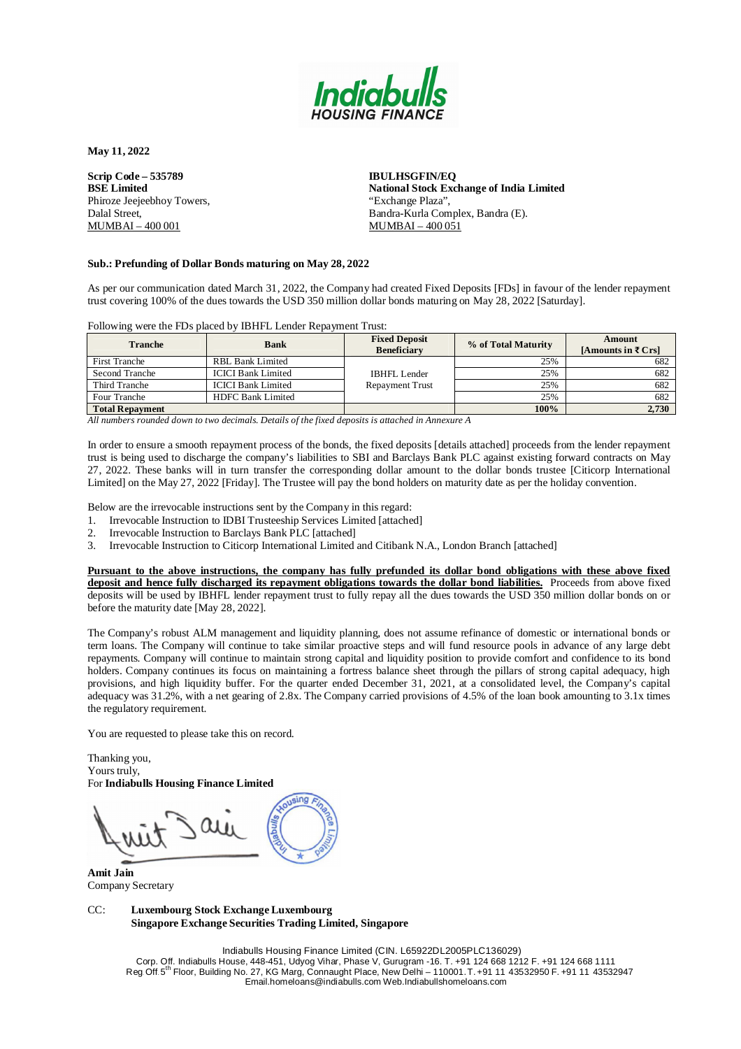**May 11, 2022**

**Scrip Code – 535789**
**BSE Limited**
Phiroze Jeejeebhoy Towers,
Dalal Street,
MUMBAI – 400 001

**IBULHSGFIN/EQ**
**National Stock Exchange of India Limited**
"Exchange Plaza",
Bandra-Kurla Complex, Bandra (E).
MUMBAI – 400 051

**Sub.: Prefunding of Dollar Bonds maturing on May 28, 2022**

As per our communication dated March 31, 2022, the Company had created Fixed Deposits [FDs] in favour of the lender repayment trust covering 100% of the dues towards the USD 350 million dollar bonds maturing on May 28, 2022 [Saturday].

Following were the FDs placed by IBHFL Lender Repayment Trust:

| Tranche | Bank | Fixed Deposit Beneficiary | % of Total Maturity | Amount [Amounts in ₹ Crs] |
|---|---|---|---|---|
| First Tranche | RBL Bank Limited | IBHFL Lender Repayment Trust | 25% | 682 |
| Second Tranche | ICICI Bank Limited | | 25% | 682 |
| Third Tranche | ICICI Bank Limited | | 25% | 682 |
| Four Tranche | HDFC Bank Limited | | 25% | 682 |
| **Total Repayment** | | | **100%** | **2,730** |

*All numbers rounded down to two decimals. Details of the fixed deposits is attached in Annexure A*

In order to ensure a smooth repayment process of the bonds, the fixed deposits [details attached] proceeds from the lender repayment trust is being used to discharge the company's liabilities to SBI and Barclays Bank PLC against existing forward contracts on May 27, 2022. These banks will in turn transfer the corresponding dollar amount to the dollar bonds trustee [Citicorp International Limited] on the May 27, 2022 [Friday]. The Trustee will pay the bond holders on maturity date as per the holiday convention.

Below are the irrevocable instructions sent by the Company in this regard:

1. Irrevocable Instruction to IDBI Trusteeship Services Limited [attached]
2. Irrevocable Instruction to Barclays Bank PLC [attached]
3. Irrevocable Instruction to Citicorp International Limited and Citibank N.A., London Branch [attached]

**Pursuant to the above instructions, the company has fully prefunded its dollar bond obligations with these above fixed deposit and hence fully discharged its repayment obligations towards the dollar bond liabilities.** Proceeds from above fixed deposits will be used by IBHFL lender repayment trust to fully repay all the dues towards the USD 350 million dollar bonds on or before the maturity date [May 28, 2022].

The Company's robust ALM management and liquidity planning, does not assume refinance of domestic or international bonds or term loans. The Company will continue to take similar proactive steps and will fund resource pools in advance of any large debt repayments. Company will continue to maintain strong capital and liquidity position to provide comfort and confidence to its bond holders. Company continues its focus on maintaining a fortress balance sheet through the pillars of strong capital adequacy, high provisions, and high liquidity buffer. For the quarter ended December 31, 2021, at a consolidated level, the Company's capital adequacy was 31.2%, with a net gearing of 2.8x. The Company carried provisions of 4.5% of the loan book amounting to 3.1x times the regulatory requirement.

You are requested to please take this on record.

Thanking you,
Yours truly,
For **Indiabulls Housing Finance Limited**

**Amit Jain**
Company Secretary

CC: **Luxembourg Stock Exchange Luxembourg**
**Singapore Exchange Securities Trading Limited, Singapore**

Indiabulls Housing Finance Limited (CIN. L65922DL2005PLC136029)
Corp. Off. Indiabulls House, 448-451, Udyog Vihar, Phase V, Gurugram -16. T. +91 124 668 1212 F. +91 124 668 1111
Reg Off.5th Floor, Building No. 27, KG Marg, Connaught Place, New Delhi – 110001. T. +91 11 43532950 F. +91 11 43532947
Email.homeloans@indiabulls.com Web.Indiabullshomeloans.com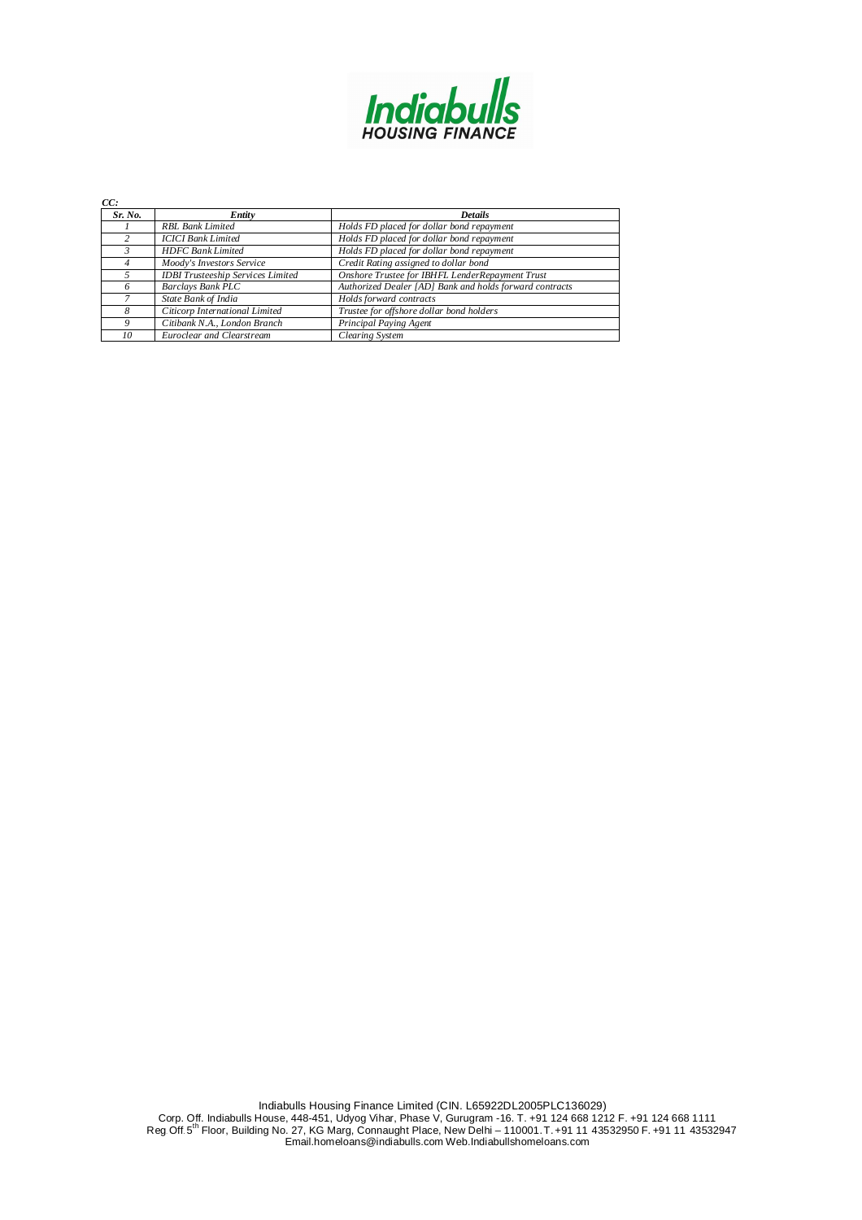*CC:*

| *Sr. No.* | *Entity* | *Details* |
|---|---|---|
| *1* | *RBL Bank Limited* | *Holds FD placed for dollar bond repayment* |
| *2* | *ICICI Bank Limited* | *Holds FD placed for dollar bond repayment* |
| *3* | *HDFC Bank Limited* | *Holds FD placed for dollar bond repayment* |
| *4* | *Moody's Investors Service* | *Credit Rating assigned to dollar bond* |
| *5* | *IDBI Trusteeship Services Limited* | *Onshore Trustee for IBHFL LenderRepayment Trust* |
| *6* | *Barclays Bank PLC* | *Authorized Dealer [AD] Bank and holds forward contracts* |
| *7* | *State Bank of India* | *Holds forward contracts* |
| *8* | *Citicorp International Limited* | *Trustee for offshore dollar bond holders* |
| *9* | *Citibank N.A., London Branch* | *Principal Paying Agent* |
| *10* | *Euroclear and Clearstream* | *Clearing System* |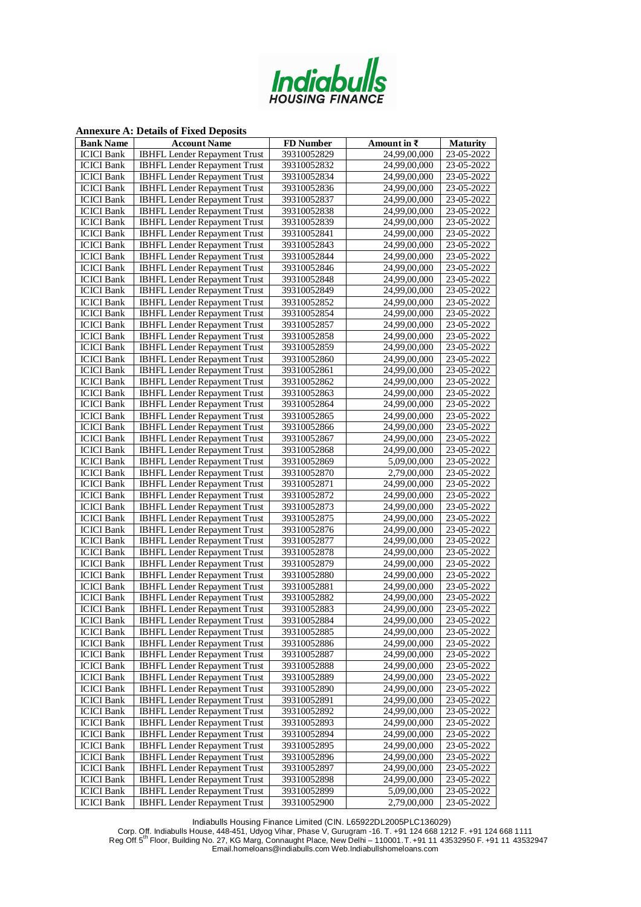**Annexure A: Details of Fixed Deposits**

| Bank Name | Account Name | FD Number | Amount in ₹ | Maturity |
|---|---|---|---|---|
| ICICI Bank | IBHFL Lender Repayment Trust | 39310052829 | 24,99,00,000 | 23-05-2022 |
| ICICI Bank | IBHFL Lender Repayment Trust | 39310052832 | 24,99,00,000 | 23-05-2022 |
| ICICI Bank | IBHFL Lender Repayment Trust | 39310052834 | 24,99,00,000 | 23-05-2022 |
| ICICI Bank | IBHFL Lender Repayment Trust | 39310052836 | 24,99,00,000 | 23-05-2022 |
| ICICI Bank | IBHFL Lender Repayment Trust | 39310052837 | 24,99,00,000 | 23-05-2022 |
| ICICI Bank | IBHFL Lender Repayment Trust | 39310052838 | 24,99,00,000 | 23-05-2022 |
| ICICI Bank | IBHFL Lender Repayment Trust | 39310052839 | 24,99,00,000 | 23-05-2022 |
| ICICI Bank | IBHFL Lender Repayment Trust | 39310052841 | 24,99,00,000 | 23-05-2022 |
| ICICI Bank | IBHFL Lender Repayment Trust | 39310052843 | 24,99,00,000 | 23-05-2022 |
| ICICI Bank | IBHFL Lender Repayment Trust | 39310052844 | 24,99,00,000 | 23-05-2022 |
| ICICI Bank | IBHFL Lender Repayment Trust | 39310052846 | 24,99,00,000 | 23-05-2022 |
| ICICI Bank | IBHFL Lender Repayment Trust | 39310052848 | 24,99,00,000 | 23-05-2022 |
| ICICI Bank | IBHFL Lender Repayment Trust | 39310052849 | 24,99,00,000 | 23-05-2022 |
| ICICI Bank | IBHFL Lender Repayment Trust | 39310052852 | 24,99,00,000 | 23-05-2022 |
| ICICI Bank | IBHFL Lender Repayment Trust | 39310052854 | 24,99,00,000 | 23-05-2022 |
| ICICI Bank | IBHFL Lender Repayment Trust | 39310052857 | 24,99,00,000 | 23-05-2022 |
| ICICI Bank | IBHFL Lender Repayment Trust | 39310052858 | 24,99,00,000 | 23-05-2022 |
| ICICI Bank | IBHFL Lender Repayment Trust | 39310052859 | 24,99,00,000 | 23-05-2022 |
| ICICI Bank | IBHFL Lender Repayment Trust | 39310052860 | 24,99,00,000 | 23-05-2022 |
| ICICI Bank | IBHFL Lender Repayment Trust | 39310052861 | 24,99,00,000 | 23-05-2022 |
| ICICI Bank | IBHFL Lender Repayment Trust | 39310052862 | 24,99,00,000 | 23-05-2022 |
| ICICI Bank | IBHFL Lender Repayment Trust | 39310052863 | 24,99,00,000 | 23-05-2022 |
| ICICI Bank | IBHFL Lender Repayment Trust | 39310052864 | 24,99,00,000 | 23-05-2022 |
| ICICI Bank | IBHFL Lender Repayment Trust | 39310052865 | 24,99,00,000 | 23-05-2022 |
| ICICI Bank | IBHFL Lender Repayment Trust | 39310052866 | 24,99,00,000 | 23-05-2022 |
| ICICI Bank | IBHFL Lender Repayment Trust | 39310052867 | 24,99,00,000 | 23-05-2022 |
| ICICI Bank | IBHFL Lender Repayment Trust | 39310052868 | 24,99,00,000 | 23-05-2022 |
| ICICI Bank | IBHFL Lender Repayment Trust | 39310052869 | 5,09,00,000 | 23-05-2022 |
| ICICI Bank | IBHFL Lender Repayment Trust | 39310052870 | 2,79,00,000 | 23-05-2022 |
| ICICI Bank | IBHFL Lender Repayment Trust | 39310052871 | 24,99,00,000 | 23-05-2022 |
| ICICI Bank | IBHFL Lender Repayment Trust | 39310052872 | 24,99,00,000 | 23-05-2022 |
| ICICI Bank | IBHFL Lender Repayment Trust | 39310052873 | 24,99,00,000 | 23-05-2022 |
| ICICI Bank | IBHFL Lender Repayment Trust | 39310052875 | 24,99,00,000 | 23-05-2022 |
| ICICI Bank | IBHFL Lender Repayment Trust | 39310052876 | 24,99,00,000 | 23-05-2022 |
| ICICI Bank | IBHFL Lender Repayment Trust | 39310052877 | 24,99,00,000 | 23-05-2022 |
| ICICI Bank | IBHFL Lender Repayment Trust | 39310052878 | 24,99,00,000 | 23-05-2022 |
| ICICI Bank | IBHFL Lender Repayment Trust | 39310052879 | 24,99,00,000 | 23-05-2022 |
| ICICI Bank | IBHFL Lender Repayment Trust | 39310052880 | 24,99,00,000 | 23-05-2022 |
| ICICI Bank | IBHFL Lender Repayment Trust | 39310052881 | 24,99,00,000 | 23-05-2022 |
| ICICI Bank | IBHFL Lender Repayment Trust | 39310052882 | 24,99,00,000 | 23-05-2022 |
| ICICI Bank | IBHFL Lender Repayment Trust | 39310052883 | 24,99,00,000 | 23-05-2022 |
| ICICI Bank | IBHFL Lender Repayment Trust | 39310052884 | 24,99,00,000 | 23-05-2022 |
| ICICI Bank | IBHFL Lender Repayment Trust | 39310052885 | 24,99,00,000 | 23-05-2022 |
| ICICI Bank | IBHFL Lender Repayment Trust | 39310052886 | 24,99,00,000 | 23-05-2022 |
| ICICI Bank | IBHFL Lender Repayment Trust | 39310052887 | 24,99,00,000 | 23-05-2022 |
| ICICI Bank | IBHFL Lender Repayment Trust | 39310052888 | 24,99,00,000 | 23-05-2022 |
| ICICI Bank | IBHFL Lender Repayment Trust | 39310052889 | 24,99,00,000 | 23-05-2022 |
| ICICI Bank | IBHFL Lender Repayment Trust | 39310052890 | 24,99,00,000 | 23-05-2022 |
| ICICI Bank | IBHFL Lender Repayment Trust | 39310052891 | 24,99,00,000 | 23-05-2022 |
| ICICI Bank | IBHFL Lender Repayment Trust | 39310052892 | 24,99,00,000 | 23-05-2022 |
| ICICI Bank | IBHFL Lender Repayment Trust | 39310052893 | 24,99,00,000 | 23-05-2022 |
| ICICI Bank | IBHFL Lender Repayment Trust | 39310052894 | 24,99,00,000 | 23-05-2022 |
| ICICI Bank | IBHFL Lender Repayment Trust | 39310052895 | 24,99,00,000 | 23-05-2022 |
| ICICI Bank | IBHFL Lender Repayment Trust | 39310052896 | 24,99,00,000 | 23-05-2022 |
| ICICI Bank | IBHFL Lender Repayment Trust | 39310052897 | 24,99,00,000 | 23-05-2022 |
| ICICI Bank | IBHFL Lender Repayment Trust | 39310052898 | 24,99,00,000 | 23-05-2022 |
| ICICI Bank | IBHFL Lender Repayment Trust | 39310052899 | 5,09,00,000 | 23-05-2022 |
| ICICI Bank | IBHFL Lender Repayment Trust | 39310052900 | 2,79,00,000 | 23-05-2022 |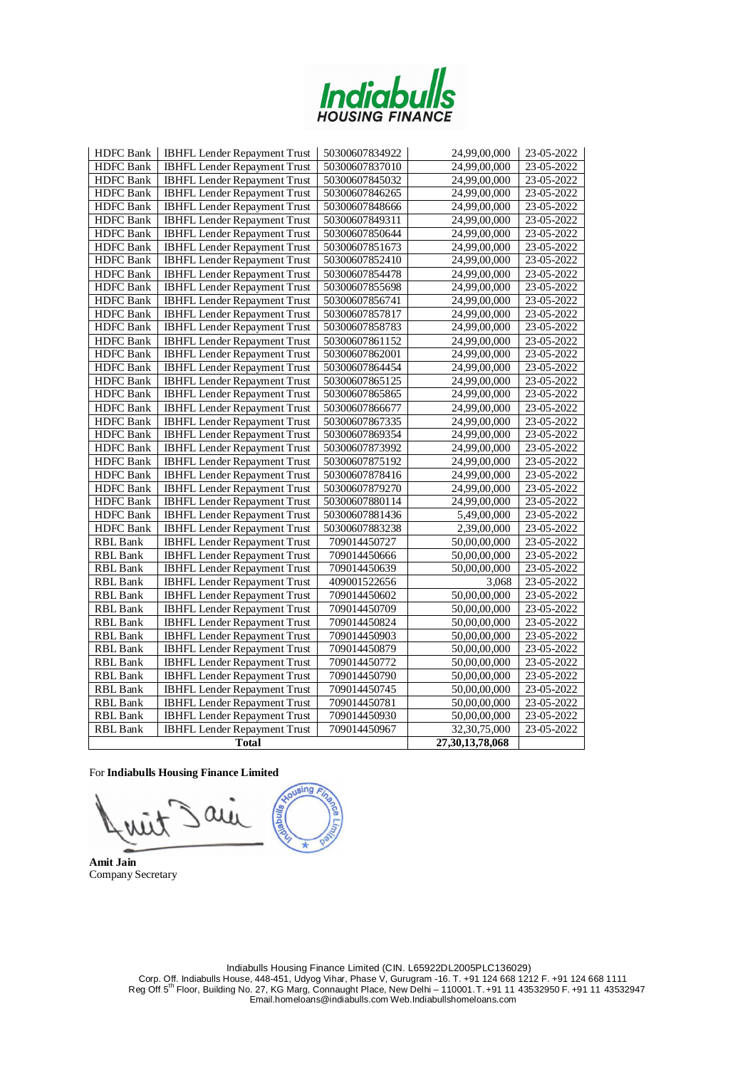| HDFC Bank | IBHFL Lender Repayment Trust | 50300607834922 | 24,99,00,000 | 23-05-2022 |
|---|---|---|---|---|
| HDFC Bank | IBHFL Lender Repayment Trust | 50300607837010 | 24,99,00,000 | 23-05-2022 |
| HDFC Bank | IBHFL Lender Repayment Trust | 50300607845032 | 24,99,00,000 | 23-05-2022 |
| HDFC Bank | IBHFL Lender Repayment Trust | 50300607846265 | 24,99,00,000 | 23-05-2022 |
| HDFC Bank | IBHFL Lender Repayment Trust | 50300607848666 | 24,99,00,000 | 23-05-2022 |
| HDFC Bank | IBHFL Lender Repayment Trust | 50300607849311 | 24,99,00,000 | 23-05-2022 |
| HDFC Bank | IBHFL Lender Repayment Trust | 50300607850644 | 24,99,00,000 | 23-05-2022 |
| HDFC Bank | IBHFL Lender Repayment Trust | 50300607851673 | 24,99,00,000 | 23-05-2022 |
| HDFC Bank | IBHFL Lender Repayment Trust | 50300607852410 | 24,99,00,000 | 23-05-2022 |
| HDFC Bank | IBHFL Lender Repayment Trust | 50300607854478 | 24,99,00,000 | 23-05-2022 |
| HDFC Bank | IBHFL Lender Repayment Trust | 50300607855698 | 24,99,00,000 | 23-05-2022 |
| HDFC Bank | IBHFL Lender Repayment Trust | 50300607856741 | 24,99,00,000 | 23-05-2022 |
| HDFC Bank | IBHFL Lender Repayment Trust | 50300607857817 | 24,99,00,000 | 23-05-2022 |
| HDFC Bank | IBHFL Lender Repayment Trust | 50300607858783 | 24,99,00,000 | 23-05-2022 |
| HDFC Bank | IBHFL Lender Repayment Trust | 50300607861152 | 24,99,00,000 | 23-05-2022 |
| HDFC Bank | IBHFL Lender Repayment Trust | 50300607862001 | 24,99,00,000 | 23-05-2022 |
| HDFC Bank | IBHFL Lender Repayment Trust | 50300607864454 | 24,99,00,000 | 23-05-2022 |
| HDFC Bank | IBHFL Lender Repayment Trust | 50300607865125 | 24,99,00,000 | 23-05-2022 |
| HDFC Bank | IBHFL Lender Repayment Trust | 50300607865865 | 24,99,00,000 | 23-05-2022 |
| HDFC Bank | IBHFL Lender Repayment Trust | 50300607866677 | 24,99,00,000 | 23-05-2022 |
| HDFC Bank | IBHFL Lender Repayment Trust | 50300607867335 | 24,99,00,000 | 23-05-2022 |
| HDFC Bank | IBHFL Lender Repayment Trust | 50300607869354 | 24,99,00,000 | 23-05-2022 |
| HDFC Bank | IBHFL Lender Repayment Trust | 50300607873992 | 24,99,00,000 | 23-05-2022 |
| HDFC Bank | IBHFL Lender Repayment Trust | 50300607875192 | 24,99,00,000 | 23-05-2022 |
| HDFC Bank | IBHFL Lender Repayment Trust | 50300607878416 | 24,99,00,000 | 23-05-2022 |
| HDFC Bank | IBHFL Lender Repayment Trust | 50300607879270 | 24,99,00,000 | 23-05-2022 |
| HDFC Bank | IBHFL Lender Repayment Trust | 50300607880114 | 24,99,00,000 | 23-05-2022 |
| HDFC Bank | IBHFL Lender Repayment Trust | 50300607881436 | 5,49,00,000 | 23-05-2022 |
| HDFC Bank | IBHFL Lender Repayment Trust | 50300607883238 | 2,39,00,000 | 23-05-2022 |
| RBL Bank | IBHFL Lender Repayment Trust | 709014450727 | 50,00,00,000 | 23-05-2022 |
| RBL Bank | IBHFL Lender Repayment Trust | 709014450666 | 50,00,00,000 | 23-05-2022 |
| RBL Bank | IBHFL Lender Repayment Trust | 709014450639 | 50,00,00,000 | 23-05-2022 |
| RBL Bank | IBHFL Lender Repayment Trust | 409001522656 | 3,068 | 23-05-2022 |
| RBL Bank | IBHFL Lender Repayment Trust | 709014450602 | 50,00,00,000 | 23-05-2022 |
| RBL Bank | IBHFL Lender Repayment Trust | 709014450709 | 50,00,00,000 | 23-05-2022 |
| RBL Bank | IBHFL Lender Repayment Trust | 709014450824 | 50,00,00,000 | 23-05-2022 |
| RBL Bank | IBHFL Lender Repayment Trust | 709014450903 | 50,00,00,000 | 23-05-2022 |
| RBL Bank | IBHFL Lender Repayment Trust | 709014450879 | 50,00,00,000 | 23-05-2022 |
| RBL Bank | IBHFL Lender Repayment Trust | 709014450772 | 50,00,00,000 | 23-05-2022 |
| RBL Bank | IBHFL Lender Repayment Trust | 709014450790 | 50,00,00,000 | 23-05-2022 |
| RBL Bank | IBHFL Lender Repayment Trust | 709014450745 | 50,00,00,000 | 23-05-2022 |
| RBL Bank | IBHFL Lender Repayment Trust | 709014450781 | 50,00,00,000 | 23-05-2022 |
| RBL Bank | IBHFL Lender Repayment Trust | 709014450930 | 50,00,00,000 | 23-05-2022 |
| RBL Bank | IBHFL Lender Repayment Trust | 709014450967 | 32,30,75,000 | 23-05-2022 |
| **Total** | | | **27,30,13,78,068** | |

For **Indiabulls Housing Finance Limited**

**Amit Jain**
Company Secretary

Indiabulls Housing Finance Limited (CIN. L65922DL2005PLC136029)
Corp. Off. Indiabulls House, 448-451, Udyog Vihar, Phase V, Gurugram -16. T. +91 124 668 1212 F. +91 124 668 1111
Reg Off.5th Floor, Building No. 27, KG Marg, Connaught Place, New Delhi – 110001. T. +91 11 43532950 F. +91 11 43532947
Email.homeloans@indiabulls.com Web.Indiabullshomeloans.com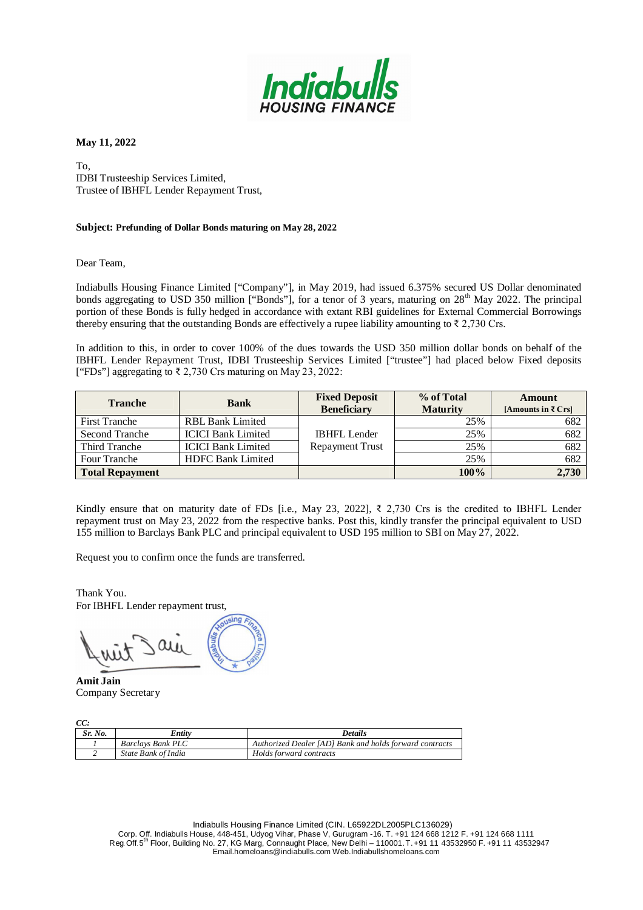**May 11, 2022**

To,
IDBI Trusteeship Services Limited,
Trustee of IBHFL Lender Repayment Trust,

**Subject: Prefunding of Dollar Bonds maturing on May 28, 2022**

Dear Team,

Indiabulls Housing Finance Limited ["Company"], in May 2019, had issued 6.375% secured US Dollar denominated bonds aggregating to USD 350 million ["Bonds"], for a tenor of 3 years, maturing on 28th May 2022. The principal portion of these Bonds is fully hedged in accordance with extant RBI guidelines for External Commercial Borrowings thereby ensuring that the outstanding Bonds are effectively a rupee liability amounting to ₹ 2,730 Crs.

In addition to this, in order to cover 100% of the dues towards the USD 350 million dollar bonds on behalf of the IBHFL Lender Repayment Trust, IDBI Trusteeship Services Limited ["trustee"] had placed below Fixed deposits ["FDs"] aggregating to ₹ 2,730 Crs maturing on May 23, 2022:

| Tranche | Bank | Fixed Deposit Beneficiary | % of Total Maturity | Amount [Amounts in ₹ Crs] |
|---|---|---|---|---|
| First Tranche | RBL Bank Limited | IBHFL Lender Repayment Trust | 25% | 682 |
| Second Tranche | ICICI Bank Limited | | 25% | 682 |
| Third Tranche | ICICI Bank Limited | | 25% | 682 |
| Four Tranche | HDFC Bank Limited | | 25% | 682 |
| **Total Repayment** | | | **100%** | **2,730** |

Kindly ensure that on maturity date of FDs [i.e., May 23, 2022], ₹ 2,730 Crs is the credited to IBHFL Lender repayment trust on May 23, 2022 from the respective banks. Post this, kindly transfer the principal equivalent to USD 155 million to Barclays Bank PLC and principal equivalent to USD 195 million to SBI on May 27, 2022.

Request you to confirm once the funds are transferred.

Thank You.
For IBHFL Lender repayment trust,

**Amit Jain**
Company Secretary

***CC:***

| *Sr. No.* | *Entity* | *Details* |
|---|---|---|
| *1* | *Barclays Bank PLC* | *Authorized Dealer [AD] Bank and holds forward contracts* |
| *2* | *State Bank of India* | *Holds forward contracts* |

Indiabulls Housing Finance Limited (CIN. L65922DL2005PLC136029)
Corp. Off. Indiabulls House, 448-451, Udyog Vihar, Phase V, Gurugram -16. T. +91 124 668 1212 F. +91 124 668 1111
Reg Off.5th Floor, Building No. 27, KG Marg, Connaught Place, New Delhi – 110001. T. +91 11 43532950 F. +91 11 43532947
Email.homeloans@indiabulls.com Web.Indiabullshomeloans.com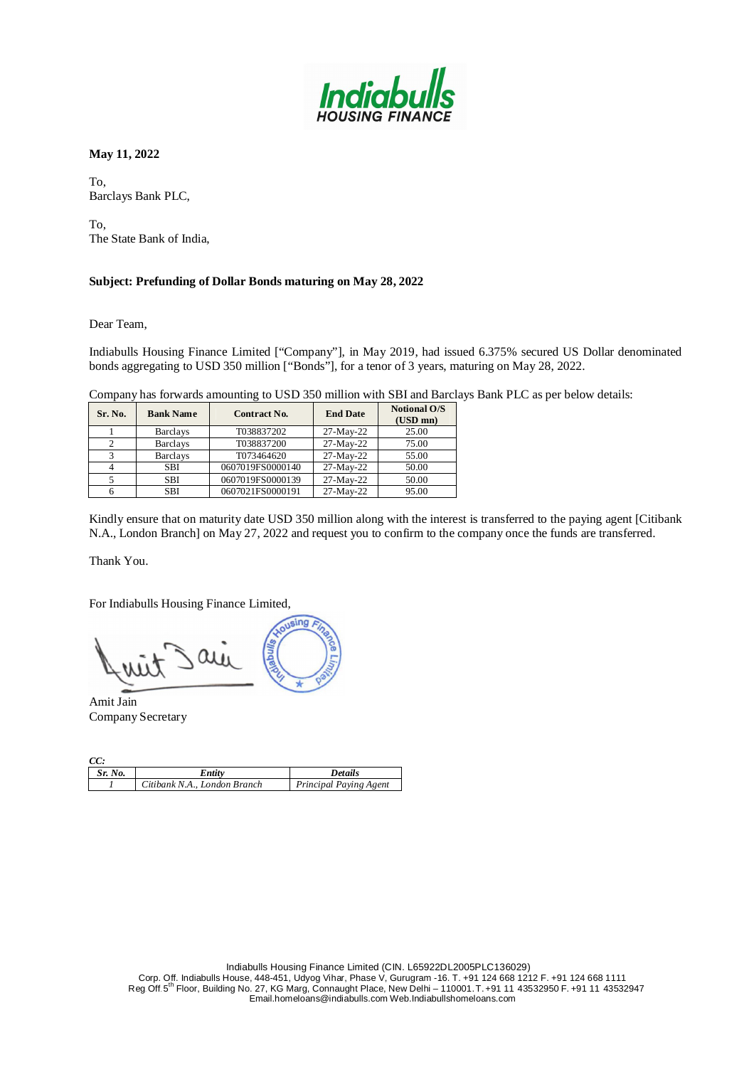**May 11, 2022**

To,
Barclays Bank PLC,

To,
The State Bank of India,

**Subject: Prefunding of Dollar Bonds maturing on May 28, 2022**

Dear Team,

Indiabulls Housing Finance Limited ["Company"], in May 2019, had issued 6.375% secured US Dollar denominated bonds aggregating to USD 350 million ["Bonds"], for a tenor of 3 years, maturing on May 28, 2022.

Company has forwards amounting to USD 350 million with SBI and Barclays Bank PLC as per below details:

| Sr. No. | Bank Name | Contract No. | End Date | Notional O/S (USD mn) |
|---|---|---|---|---|
| 1 | Barclays | T038837202 | 27-May-22 | 25.00 |
| 2 | Barclays | T038837200 | 27-May-22 | 75.00 |
| 3 | Barclays | T073464620 | 27-May-22 | 55.00 |
| 4 | SBI | 0607019FS0000140 | 27-May-22 | 50.00 |
| 5 | SBI | 0607019FS0000139 | 27-May-22 | 50.00 |
| 6 | SBI | 0607021FS0000191 | 27-May-22 | 95.00 |

Kindly ensure that on maturity date USD 350 million along with the interest is transferred to the paying agent [Citibank N.A., London Branch] on May 27, 2022 and request you to confirm to the company once the funds are transferred.

Thank You.

For Indiabulls Housing Finance Limited,

Amit Jain
Company Secretary

***CC:***

| *Sr. No.* | *Entity* | *Details* |
|---|---|---|
| *1* | *Citibank N.A., London Branch* | *Principal Paying Agent* |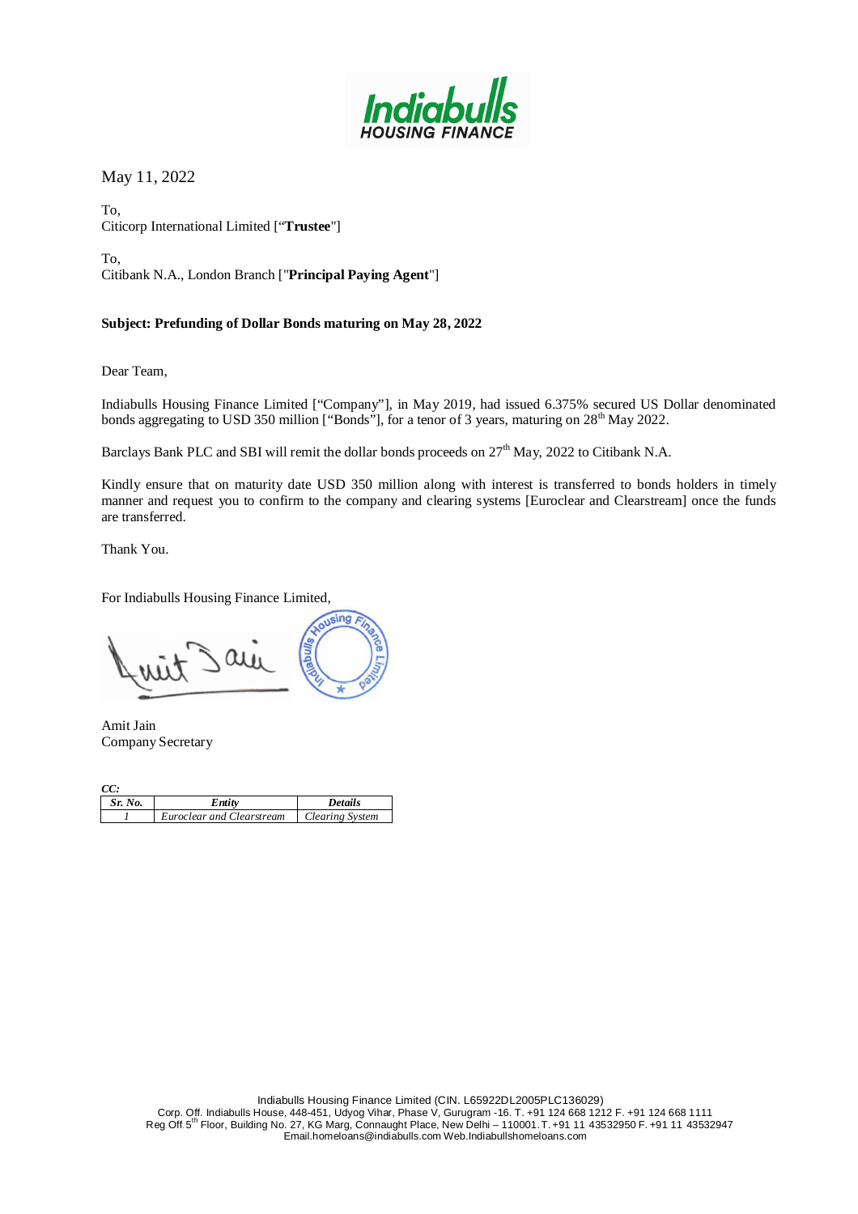May 11, 2022

To,
Citicorp International Limited ["**Trustee**"]

To,
Citibank N.A., London Branch ["**Principal Paying Agent**"]

**Subject: Prefunding of Dollar Bonds maturing on May 28, 2022**

Dear Team,

Indiabulls Housing Finance Limited ["Company"], in May 2019, had issued 6.375% secured US Dollar denominated bonds aggregating to USD 350 million ["Bonds"], for a tenor of 3 years, maturing on 28th May 2022.

Barclays Bank PLC and SBI will remit the dollar bonds proceeds on 27th May, 2022 to Citibank N.A.

Kindly ensure that on maturity date USD 350 million along with interest is transferred to bonds holders in timely manner and request you to confirm to the company and clearing systems [Euroclear and Clearstream] once the funds are transferred.

Thank You.

For Indiabulls Housing Finance Limited,

Amit Jain
Company Secretary

***CC:***

| ***Sr. No.*** | ***Entity*** | ***Details*** |
|---|---|---|
| *1* | *Euroclear and Clearstream* | *Clearing System* |

Indiabulls Housing Finance Limited (CIN. L65922DL2005PLC136029)
Corp. Off. Indiabulls House, 448-451, Udyog Vihar, Phase V, Gurugram -16. T. +91 124 668 1212 F. +91 124 668 1111
Reg Off.5th Floor, Building No. 27, KG Marg, Connaught Place, New Delhi – 110001. T. +91 11 43532950 F. +91 11 43532947
Email.homeloans@indiabulls.com Web.Indiabullshomeloans.com